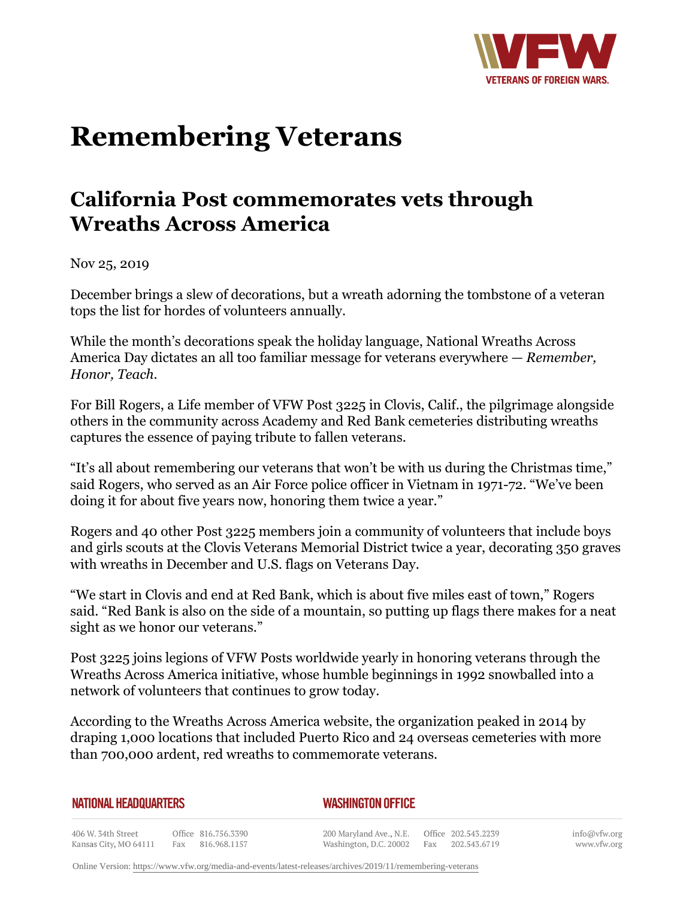# Remembering Veterans

## California Post commemorates vets through Wreaths Across America

Nov 25, 2019

December brings a slew of decorations, but a wreath adorning the tombstone of a veteran tops the list for hordes of volunteers annually.

While the month's decorations speak the holiday language, National Wreaths Across America Day dictates an all too familiar message for veterans everywhere — *Remember, Honor, Teach.*

For Bill Rogers, a Life member of VFW Post 3225 in Clovis, Calif., the pilgrimage alongside others in the community across Academy and Red Bank cemeteries distributing wreaths captures the essence of paying tribute to fallen veterans.

"It's all about remembering our veterans that won't be with us during the Christmas time," said Rogers, who served as an Air Force police officer in Vietnam in 1971-72. "We've been doing it for about five years now, honoring them twice a year."

Rogers and 40 other Post 3225 members join a community of volunteers that include boys and girls scouts at the Clovis Veterans Memorial District twice a year, decorating 350 graves with wreaths in December and U.S. flags on Veterans Day.

"We start in Clovis and end at Red Bank, which is about five miles east of town," Rogers said. "Red Bank is also on the side of a mountain, so putting up flags there makes for a neat sight as we honor our veterans."

Post 3225 joins legions of VFW Posts worldwide yearly in honoring veterans through the Wreaths Across America initiative, whose humble beginnings in 1992 snowballed into a network of volunteers that continues to grow today.

According to the Wreaths Across America website, the organization peaked in 2014 by draping 1,000 locations that included Puerto Rico and 24 overseas cemeteries with more than 700,000 ardent, red wreaths to commemorate veterans.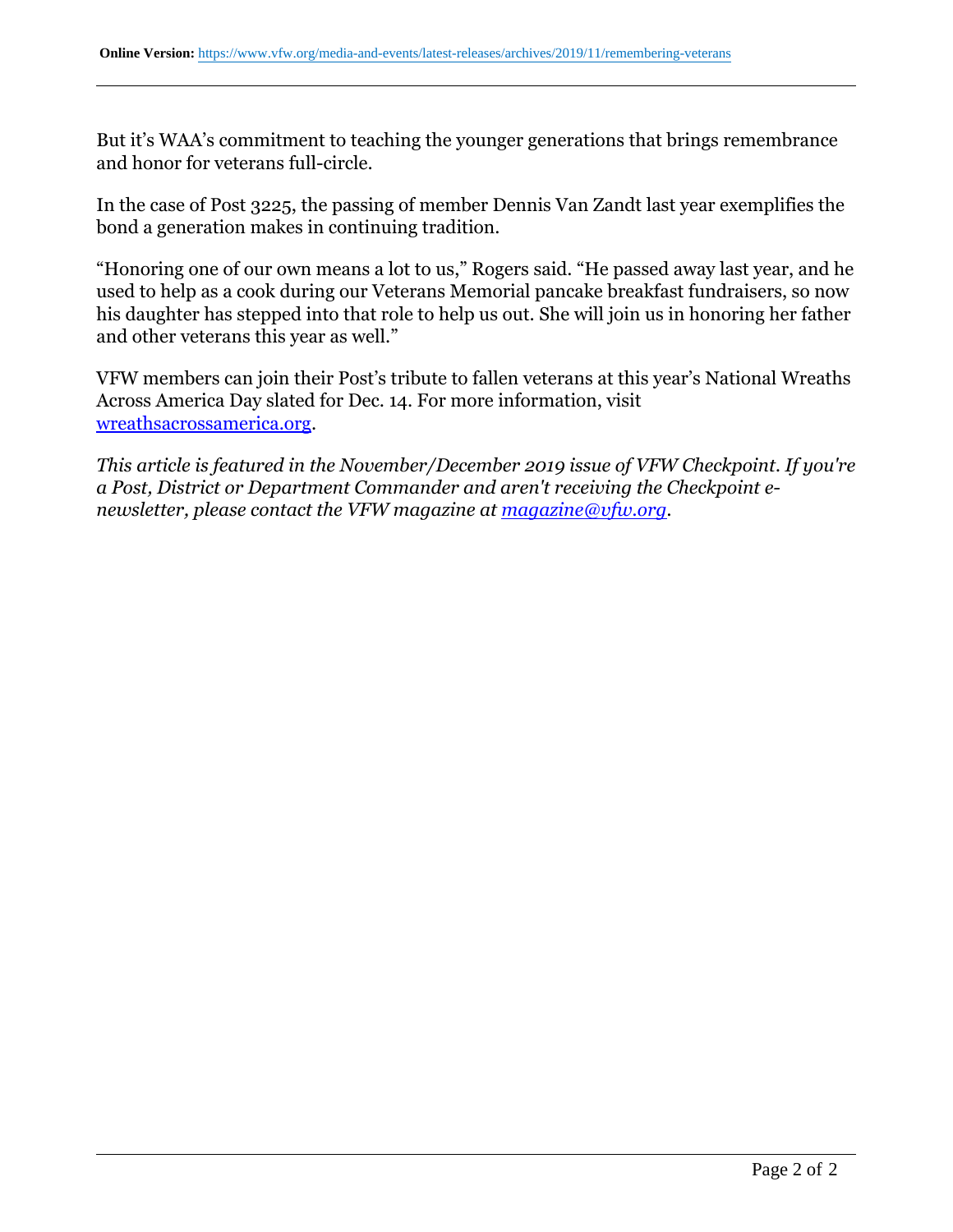But it's WAA's commitment to teaching the younger generations that brings remembrance and honor for veterans full-circle.

In the case of Post 3225, the passing of member Dennis Van Zandt last year exemplifies the bond a generation makes in continuing tradition.

"Honoring one of our own means a lot to us," Rogers said. "He passed away last year, and he used to help as a cook during our Veterans Memorial pancake breakfast fundraisers, so now his daughter has stepped into that role to help us out. She will join us in honoring her father and other veterans this year as well."

VFW members can join their Post's tribute to fallen veterans at this year's National Wreaths Across America Day slated for Dec. 14. For more information, visit [wreathsacrossamerica.org](https://wreathsacrossamerica.org).

*This article is featured in the November/December 2019 issue of VFW Checkpoint. If you're a Post, District or Department Commander and aren't receiving the Checkpoint e-newsletter, please contact the VFW magazine at [magazine@vfw.org](mailto:magazine@vfw.org).*